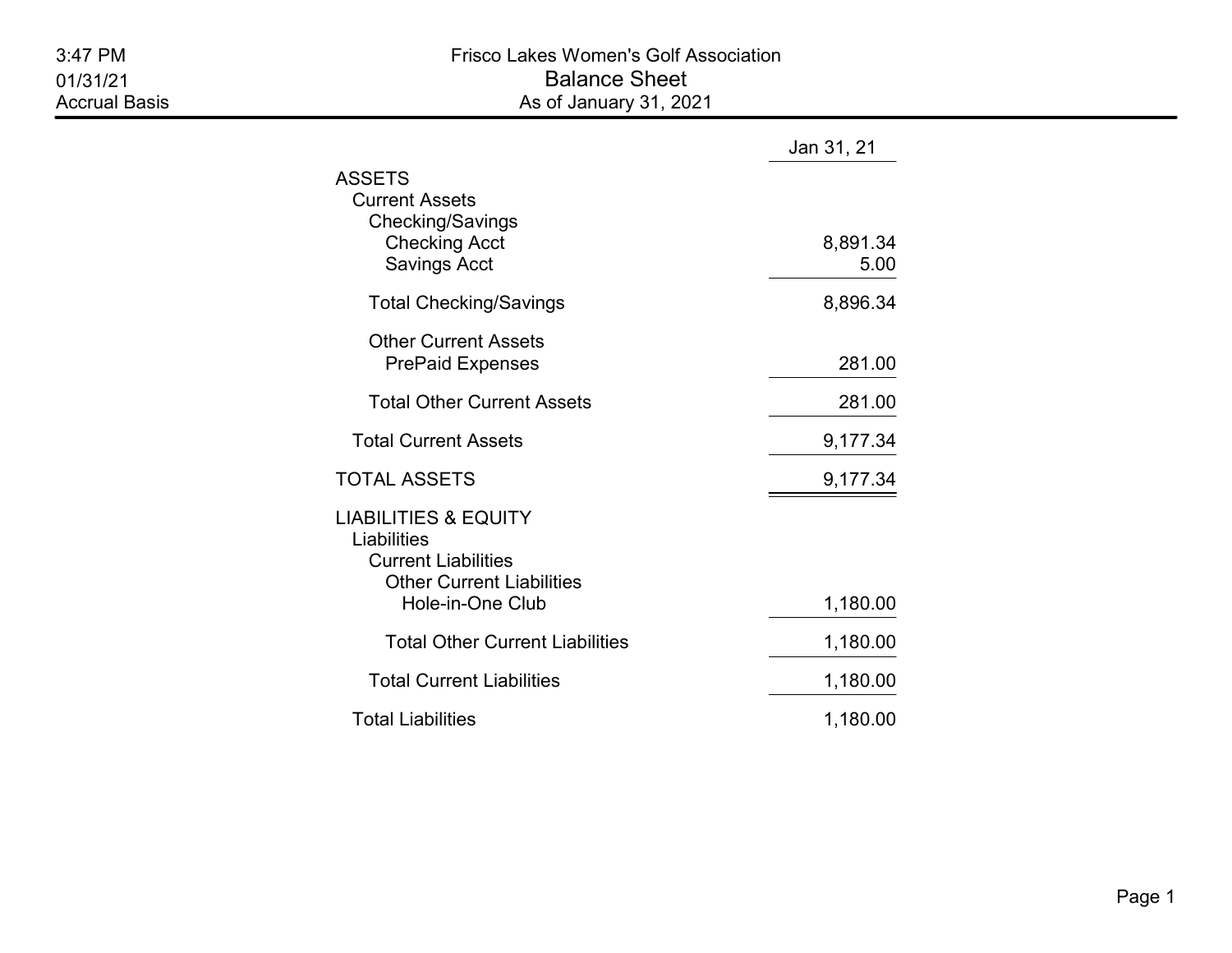Frisco Lakes Women's Golf Association

# Balance Sheet

As of January 31, 2021

3:47 PM
01/31/21
Accrual Basis

| | Jan 31, 21 |
|---|---|
| **ASSETS** | |
| Current Assets | |
| Checking/Savings | |
| Checking Acct | 8,891.34 |
| Savings Acct | 5.00 |
| Total Checking/Savings | 8,896.34 |
| Other Current Assets | |
| PrePaid Expenses | 281.00 |
| Total Other Current Assets | 281.00 |
| Total Current Assets | 9,177.34 |
| **TOTAL ASSETS** | 9,177.34 |
| **LIABILITIES & EQUITY** | |
| Liabilities | |
| Current Liabilities | |
| Other Current Liabilities | |
| Hole-in-One Club | 1,180.00 |
| Total Other Current Liabilities | 1,180.00 |
| Total Current Liabilities | 1,180.00 |
| Total Liabilities | 1,180.00 |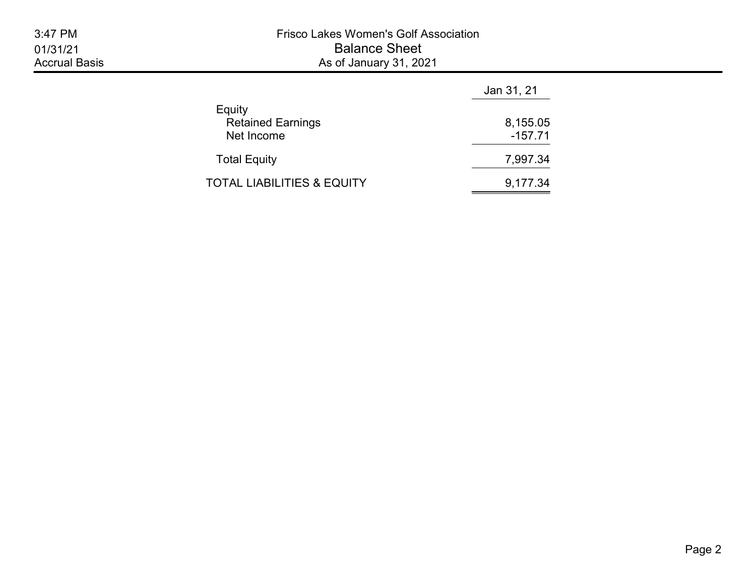# Frisco Lakes Women's Golf Association

## Balance Sheet

As of January 31, 2021

|  | Jan 31, 21 |
| --- | --- |
| Equity | |
| Retained Earnings | 8,155.05 |
| Net Income | -157.71 |
| Total Equity | 7,997.34 |
| TOTAL LIABILITIES & EQUITY | 9,177.34 |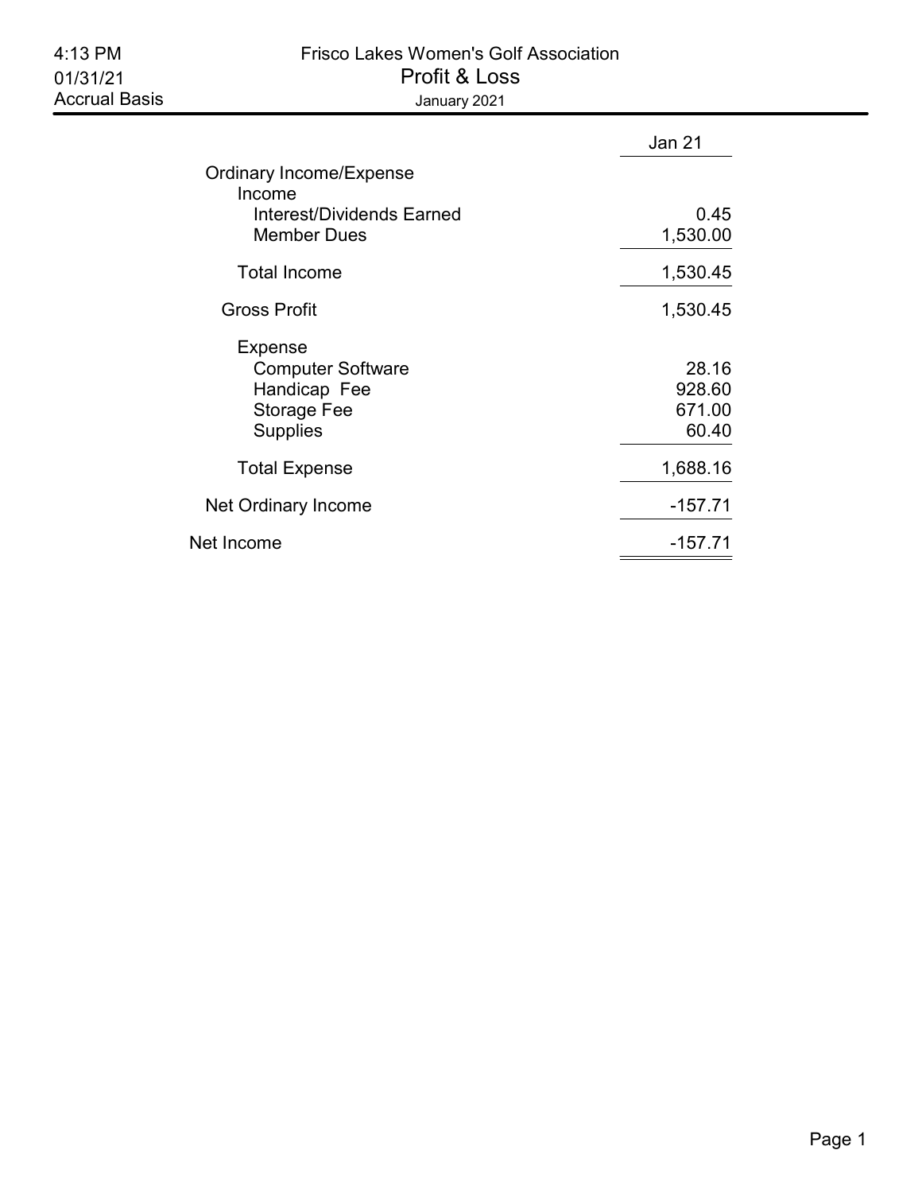4:13 PM
01/31/21
Accrual Basis

# Frisco Lakes Women's Golf Association

## Profit & Loss

January 2021

| | Jan 21 |
|---|---|
| Ordinary Income/Expense | |
| Income | |
| Interest/Dividends Earned | 0.45 |
| Member Dues | 1,530.00 |
| Total Income | 1,530.45 |
| Gross Profit | 1,530.45 |
| Expense | |
| Computer Software | 28.16 |
| Handicap Fee | 928.60 |
| Storage Fee | 671.00 |
| Supplies | 60.40 |
| Total Expense | 1,688.16 |
| Net Ordinary Income | -157.71 |
| Net Income | -157.71 |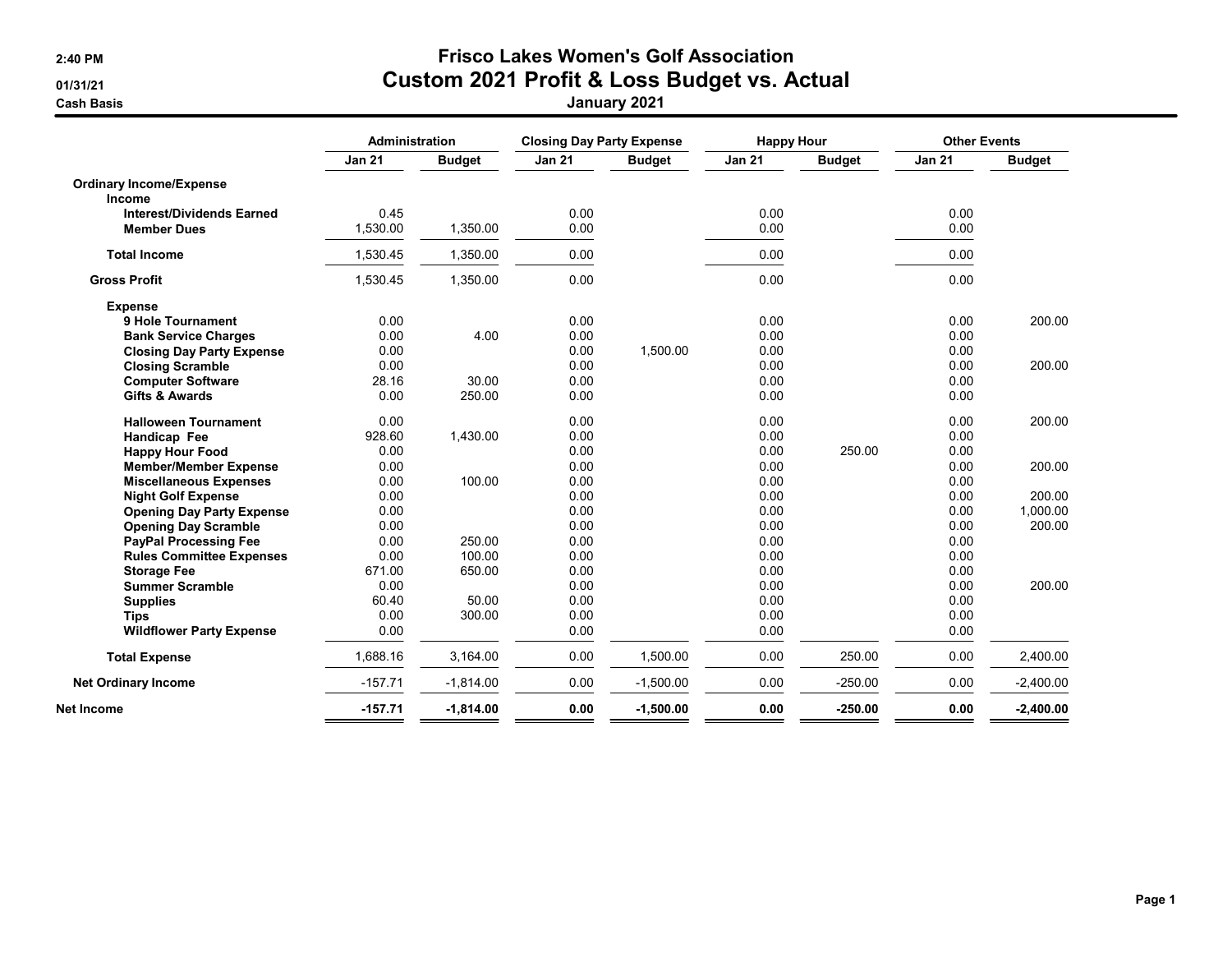2:40 PM
01/31/21
Cash Basis

# Frisco Lakes Women's Golf Association
## Custom 2021 Profit & Loss Budget vs. Actual
### January 2021

| | Administration | | Closing Day Party Expense | | Happy Hour | | Other Events | |
|---|---|---|---|---|---|---|---|---|
| | **Jan 21** | **Budget** | **Jan 21** | **Budget** | **Jan 21** | **Budget** | **Jan 21** | **Budget** |
| **Ordinary Income/Expense** | | | | | | | | |
| **Income** | | | | | | | | |
| **Interest/Dividends Earned** | 0.45 | | 0.00 | | 0.00 | | 0.00 | |
| **Member Dues** | 1,530.00 | 1,350.00 | 0.00 | | 0.00 | | 0.00 | |
| **Total Income** | 1,530.45 | 1,350.00 | 0.00 | | 0.00 | | 0.00 | |
| **Gross Profit** | 1,530.45 | 1,350.00 | 0.00 | | 0.00 | | 0.00 | |
| **Expense** | | | | | | | | |
| **9 Hole Tournament** | 0.00 | | 0.00 | | 0.00 | | 0.00 | 200.00 |
| **Bank Service Charges** | 0.00 | 4.00 | 0.00 | | 0.00 | | 0.00 | |
| **Closing Day Party Expense** | 0.00 | | 0.00 | 1,500.00 | 0.00 | | 0.00 | |
| **Closing Scramble** | 0.00 | | 0.00 | | 0.00 | | 0.00 | 200.00 |
| **Computer Software** | 28.16 | 30.00 | 0.00 | | 0.00 | | 0.00 | |
| **Gifts & Awards** | 0.00 | 250.00 | 0.00 | | 0.00 | | 0.00 | |
| **Halloween Tournament** | 0.00 | | 0.00 | | 0.00 | | 0.00 | 200.00 |
| **Handicap Fee** | 928.60 | 1,430.00 | 0.00 | | 0.00 | | 0.00 | |
| **Happy Hour Food** | 0.00 | | 0.00 | | 0.00 | 250.00 | 0.00 | |
| **Member/Member Expense** | 0.00 | | 0.00 | | 0.00 | | 0.00 | 200.00 |
| **Miscellaneous Expenses** | 0.00 | 100.00 | 0.00 | | 0.00 | | 0.00 | |
| **Night Golf Expense** | 0.00 | | 0.00 | | 0.00 | | 0.00 | 200.00 |
| **Opening Day Party Expense** | 0.00 | | 0.00 | | 0.00 | | 0.00 | 1,000.00 |
| **Opening Day Scramble** | 0.00 | | 0.00 | | 0.00 | | 0.00 | 200.00 |
| **PayPal Processing Fee** | 0.00 | 250.00 | 0.00 | | 0.00 | | 0.00 | |
| **Rules Committee Expenses** | 0.00 | 100.00 | 0.00 | | 0.00 | | 0.00 | |
| **Storage Fee** | 671.00 | 650.00 | 0.00 | | 0.00 | | 0.00 | |
| **Summer Scramble** | 0.00 | | 0.00 | | 0.00 | | 0.00 | 200.00 |
| **Supplies** | 60.40 | 50.00 | 0.00 | | 0.00 | | 0.00 | |
| **Tips** | 0.00 | 300.00 | 0.00 | | 0.00 | | 0.00 | |
| **Wildflower Party Expense** | 0.00 | | 0.00 | | 0.00 | | 0.00 | |
| **Total Expense** | 1,688.16 | 3,164.00 | 0.00 | 1,500.00 | 0.00 | 250.00 | 0.00 | 2,400.00 |
| **Net Ordinary Income** | -157.71 | -1,814.00 | 0.00 | -1,500.00 | 0.00 | -250.00 | 0.00 | -2,400.00 |
| **Net Income** | **-157.71** | **-1,814.00** | **0.00** | **-1,500.00** | **0.00** | **-250.00** | **0.00** | **-2,400.00** |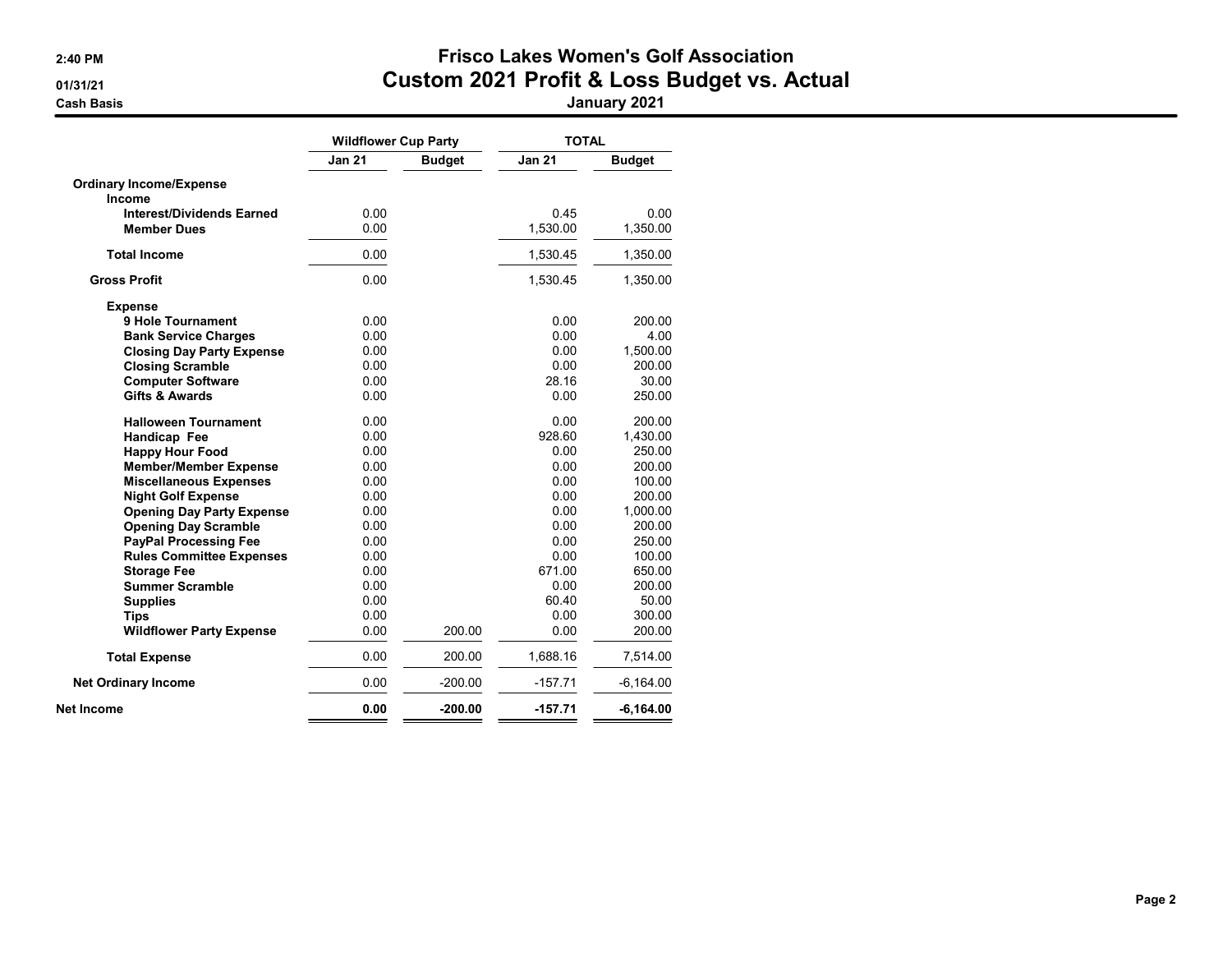2:40 PM

01/31/21

Cash Basis

# Frisco Lakes Women's Golf Association
## Custom 2021 Profit & Loss Budget vs. Actual
### January 2021

| | Wildflower Cup Party | | TOTAL | |
|---|---|---|---|---|
| | **Jan 21** | **Budget** | **Jan 21** | **Budget** |
| **Ordinary Income/Expense** | | | | |
| **Income** | | | | |
| **Interest/Dividends Earned** | 0.00 | | 0.45 | 0.00 |
| **Member Dues** | 0.00 | | 1,530.00 | 1,350.00 |
| **Total Income** | 0.00 | | 1,530.45 | 1,350.00 |
| **Gross Profit** | 0.00 | | 1,530.45 | 1,350.00 |
| **Expense** | | | | |
| **9 Hole Tournament** | 0.00 | | 0.00 | 200.00 |
| **Bank Service Charges** | 0.00 | | 0.00 | 4.00 |
| **Closing Day Party Expense** | 0.00 | | 0.00 | 1,500.00 |
| **Closing Scramble** | 0.00 | | 0.00 | 200.00 |
| **Computer Software** | 0.00 | | 28.16 | 30.00 |
| **Gifts & Awards** | 0.00 | | 0.00 | 250.00 |
| **Halloween Tournament** | 0.00 | | 0.00 | 200.00 |
| **Handicap Fee** | 0.00 | | 928.60 | 1,430.00 |
| **Happy Hour Food** | 0.00 | | 0.00 | 250.00 |
| **Member/Member Expense** | 0.00 | | 0.00 | 200.00 |
| **Miscellaneous Expenses** | 0.00 | | 0.00 | 100.00 |
| **Night Golf Expense** | 0.00 | | 0.00 | 200.00 |
| **Opening Day Party Expense** | 0.00 | | 0.00 | 1,000.00 |
| **Opening Day Scramble** | 0.00 | | 0.00 | 200.00 |
| **PayPal Processing Fee** | 0.00 | | 0.00 | 250.00 |
| **Rules Committee Expenses** | 0.00 | | 0.00 | 100.00 |
| **Storage Fee** | 0.00 | | 671.00 | 650.00 |
| **Summer Scramble** | 0.00 | | 0.00 | 200.00 |
| **Supplies** | 0.00 | | 60.40 | 50.00 |
| **Tips** | 0.00 | | 0.00 | 300.00 |
| **Wildflower Party Expense** | 0.00 | 200.00 | 0.00 | 200.00 |
| **Total Expense** | 0.00 | 200.00 | 1,688.16 | 7,514.00 |
| **Net Ordinary Income** | 0.00 | -200.00 | -157.71 | -6,164.00 |
| **Net Income** | **0.00** | **-200.00** | **-157.71** | **-6,164.00** |